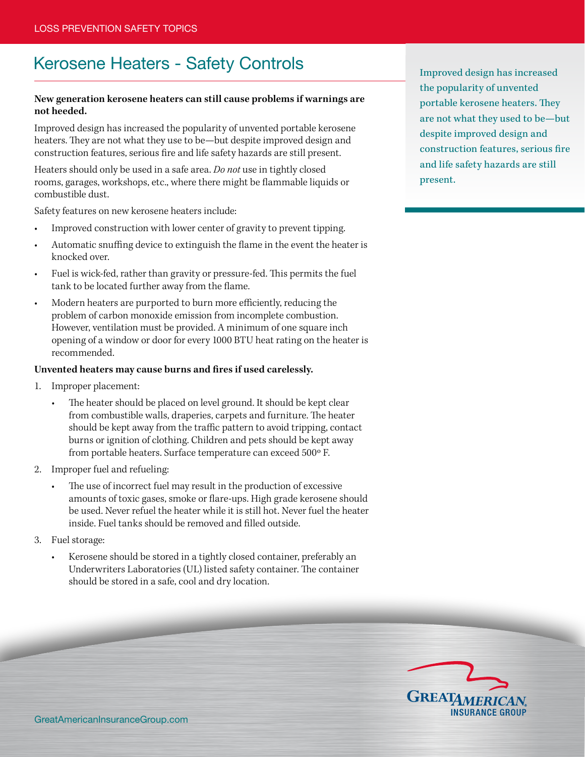# Kerosene Heaters - Safety Controls

**New generation kerosene heaters can still cause problems if warnings are not heeded.**

Improved design has increased the popularity of unvented portable kerosene heaters. They are not what they use to be—but despite improved design and construction features, serious fire and life safety hazards are still present.

Heaters should only be used in a safe area. *Do not* use in tightly closed rooms, garages, workshops, etc., where there might be flammable liquids or combustible dust.

Safety features on new kerosene heaters include:

- Improved construction with lower center of gravity to prevent tipping.
- Automatic snuffing device to extinguish the flame in the event the heater is knocked over.
- Fuel is wick-fed, rather than gravity or pressure-fed. This permits the fuel tank to be located further away from the flame.
- Modern heaters are purported to burn more efficiently, reducing the problem of carbon monoxide emission from incomplete combustion. However, ventilation must be provided. A minimum of one square inch opening of a window or door for every 1000 BTU heat rating on the heater is recommended.

**Unvented heaters may cause burns and fires if used carelessly.**

1. Improper placement:
   - The heater should be placed on level ground. It should be kept clear from combustible walls, draperies, carpets and furniture. The heater should be kept away from the traffic pattern to avoid tripping, contact burns or ignition of clothing. Children and pets should be kept away from portable heaters. Surface temperature can exceed 500° F.
2. Improper fuel and refueling:
   - The use of incorrect fuel may result in the production of excessive amounts of toxic gases, smoke or flare-ups. High grade kerosene should be used. Never refuel the heater while it is still hot. Never fuel the heater inside. Fuel tanks should be removed and filled outside.
3. Fuel storage:
   - Kerosene should be stored in a tightly closed container, preferably an Underwriters Laboratories (UL) listed safety container. The container should be stored in a safe, cool and dry location.

Improved design has increased the popularity of unvented portable kerosene heaters. They are not what they used to be—but despite improved design and construction features, serious fire and life safety hazards are still present.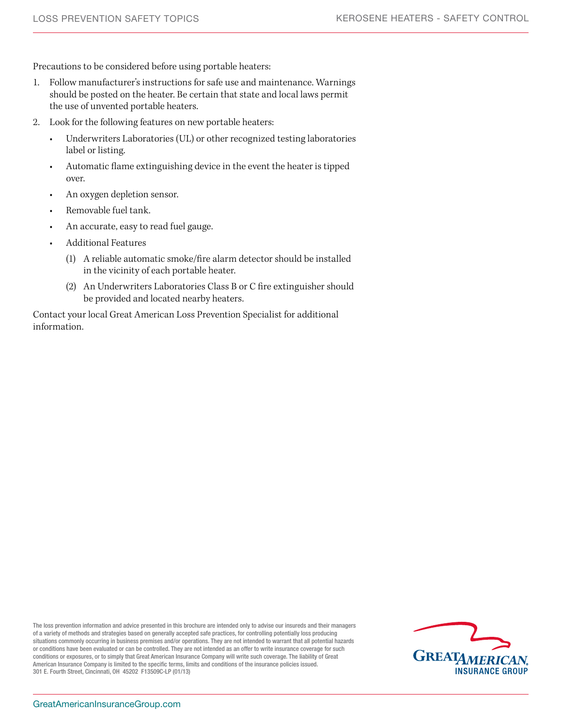Precautions to be considered before using portable heaters:

1. Follow manufacturer's instructions for safe use and maintenance. Warnings should be posted on the heater. Be certain that state and local laws permit the use of unvented portable heaters.
2. Look for the following features on new portable heaters:
   - Underwriters Laboratories (UL) or other recognized testing laboratories label or listing.
   - Automatic flame extinguishing device in the event the heater is tipped over.
   - An oxygen depletion sensor.
   - Removable fuel tank.
   - An accurate, easy to read fuel gauge.
   - Additional Features
     (1) A reliable automatic smoke/fire alarm detector should be installed in the vicinity of each portable heater.
     (2) An Underwriters Laboratories Class B or C fire extinguisher should be provided and located nearby heaters.

Contact your local Great American Loss Prevention Specialist for additional information.

The loss prevention information and advice presented in this brochure are intended only to advise our insureds and their managers of a variety of methods and strategies based on generally accepted safe practices, for controlling potentially loss producing situations commonly occurring in business premises and/or operations. They are not intended to warrant that all potential hazards or conditions have been evaluated or can be controlled. They are not intended as an offer to write insurance coverage for such conditions or exposures, or to simply that Great American Insurance Company will write such coverage. The liability of Great American Insurance Company is limited to the specific terms, limits and conditions of the insurance policies issued.
301 E. Fourth Street, Cincinnati, OH 45202 F13509C-LP (01/13)

GREAT AMERICAN INSURANCE GROUP

GreatAmericanInsuranceGroup.com